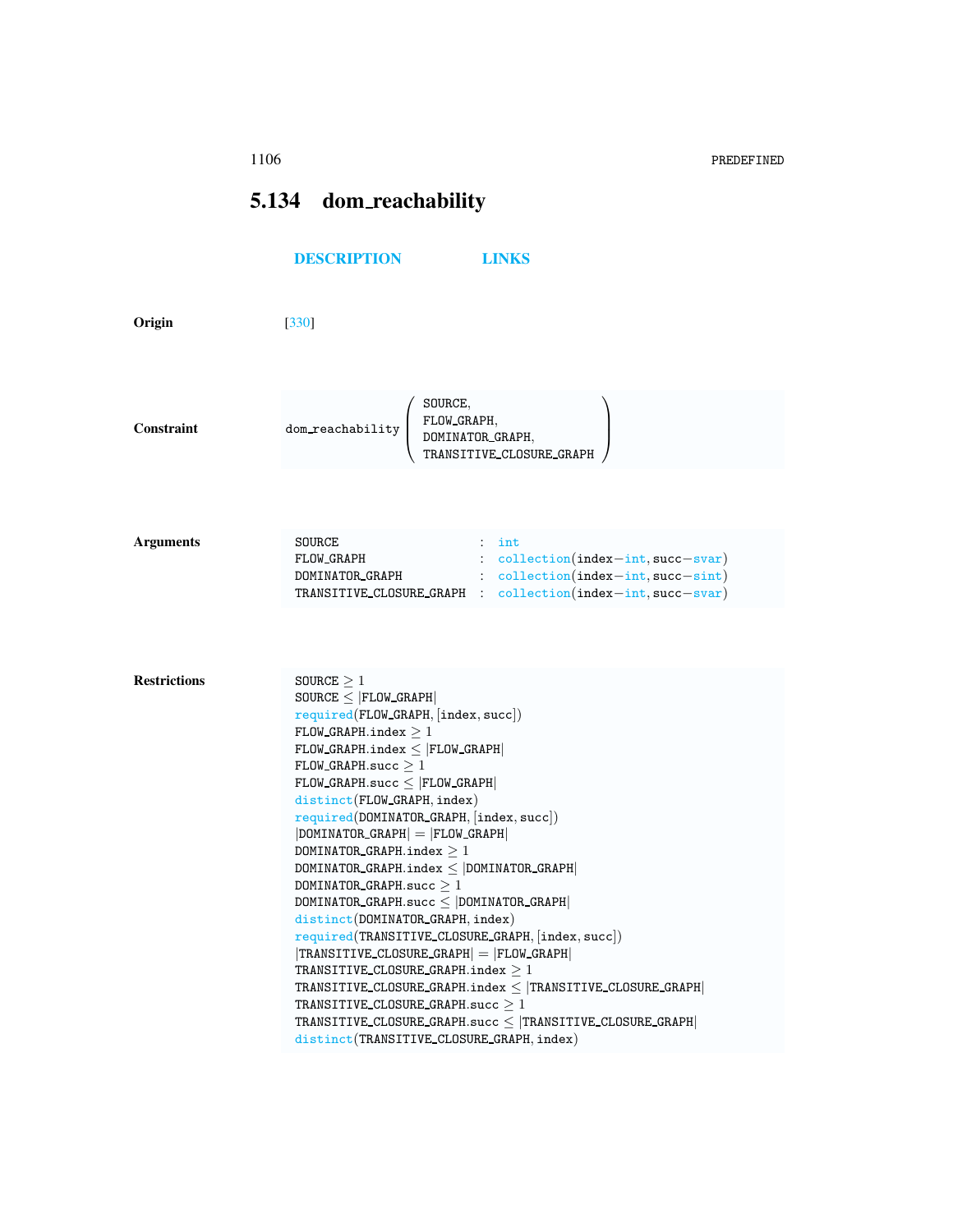## 5.134 dom_reachability

DESCRIPTION LINKS

**Origin** [330]

**Constraint**

```
dom_reachability(SOURCE,
                 FLOW_GRAPH,
                 DOMINATOR_GRAPH,
                 TRANSITIVE_CLOSURE_GRAPH)
```

**Arguments**

| | | |
|---|---|---|
| SOURCE | : | int |
| FLOW_GRAPH | : | collection(index−int, succ−svar) |
| DOMINATOR_GRAPH | : | collection(index−int, succ−sint) |
| TRANSITIVE_CLOSURE_GRAPH | : | collection(index−int, succ−svar) |

**Restrictions**

SOURCE $\geq 1$
SOURCE $\leq$ |FLOW_GRAPH|
required(FLOW_GRAPH, [index, succ])
FLOW_GRAPH.index $\geq 1$
FLOW_GRAPH.index $\leq$ |FLOW_GRAPH|
FLOW_GRAPH.succ $\geq 1$
FLOW_GRAPH.succ $\leq$ |FLOW_GRAPH|
distinct(FLOW_GRAPH, index)
required(DOMINATOR_GRAPH, [index, succ])
|DOMINATOR_GRAPH| = |FLOW_GRAPH|
DOMINATOR_GRAPH.index $\geq 1$
DOMINATOR_GRAPH.index $\leq$ |DOMINATOR_GRAPH|
DOMINATOR_GRAPH.succ $\geq 1$
DOMINATOR_GRAPH.succ $\leq$ |DOMINATOR_GRAPH|
distinct(DOMINATOR_GRAPH, index)
required(TRANSITIVE_CLOSURE_GRAPH, [index, succ])
|TRANSITIVE_CLOSURE_GRAPH| = |FLOW_GRAPH|
TRANSITIVE_CLOSURE_GRAPH.index $\geq 1$
TRANSITIVE_CLOSURE_GRAPH.index $\leq$ |TRANSITIVE_CLOSURE_GRAPH|
TRANSITIVE_CLOSURE_GRAPH.succ $\geq 1$
TRANSITIVE_CLOSURE_GRAPH.succ $\leq$ |TRANSITIVE_CLOSURE_GRAPH|
distinct(TRANSITIVE_CLOSURE_GRAPH, index)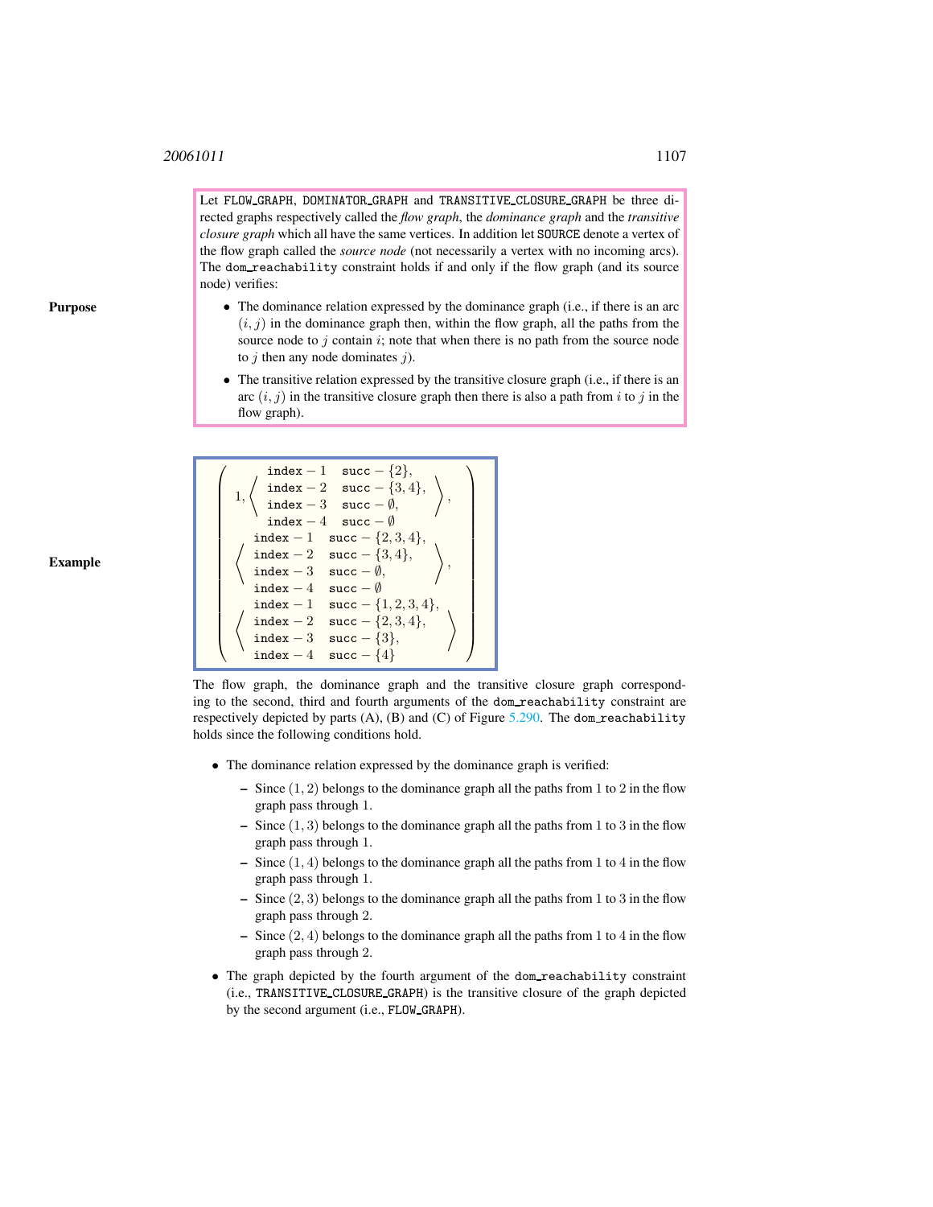**Purpose**

Let FLOW_GRAPH, DOMINATOR_GRAPH and TRANSITIVE_CLOSURE_GRAPH be three directed graphs respectively called the *flow graph*, the *dominance graph* and the *transitive closure graph* which all have the same vertices. In addition let SOURCE denote a vertex of the flow graph called the *source node* (not necessarily a vertex with no incoming arcs). The dom_reachability constraint holds if and only if the flow graph (and its source node) verifies:

- The dominance relation expressed by the dominance graph (i.e., if there is an arc $(i, j)$ in the dominance graph then, within the flow graph, all the paths from the source node to $j$ contain $i$; note that when there is no path from the source node to $j$ then any node dominates $j$).
- The transitive relation expressed by the transitive closure graph (i.e., if there is an arc $(i, j)$ in the transitive closure graph then there is also a path from $i$ to $j$ in the flow graph).

**Example**

$$
\left(\begin{array}{l}
1, \left\langle \begin{array}{ll}
\texttt{index}-1 & \texttt{succ}-\{2\}, \\
\texttt{index}-2 & \texttt{succ}-\{3,4\}, \\
\texttt{index}-3 & \texttt{succ}-\emptyset, \\
\texttt{index}-4 & \texttt{succ}-\emptyset
\end{array}\right\rangle, \\
\left\langle \begin{array}{ll}
\texttt{index}-1 & \texttt{succ}-\{2,3,4\}, \\
\texttt{index}-2 & \texttt{succ}-\{3,4\}, \\
\texttt{index}-3 & \texttt{succ}-\emptyset, \\
\texttt{index}-4 & \texttt{succ}-\emptyset
\end{array}\right\rangle, \\
\left\langle \begin{array}{ll}
\texttt{index}-1 & \texttt{succ}-\{1,2,3,4\}, \\
\texttt{index}-2 & \texttt{succ}-\{2,3,4\}, \\
\texttt{index}-3 & \texttt{succ}-\{3\}, \\
\texttt{index}-4 & \texttt{succ}-\{4\}
\end{array}\right\rangle
\end{array}\right)
$$

The flow graph, the dominance graph and the transitive closure graph corresponding to the second, third and fourth arguments of the dom_reachability constraint are respectively depicted by parts (A), (B) and (C) of Figure 5.290. The dom_reachability holds since the following conditions hold.

- The dominance relation expressed by the dominance graph is verified:
  - Since $(1, 2)$ belongs to the dominance graph all the paths from 1 to 2 in the flow graph pass through 1.
  - Since $(1, 3)$ belongs to the dominance graph all the paths from 1 to 3 in the flow graph pass through 1.
  - Since $(1, 4)$ belongs to the dominance graph all the paths from 1 to 4 in the flow graph pass through 1.
  - Since $(2, 3)$ belongs to the dominance graph all the paths from 1 to 3 in the flow graph pass through 2.
  - Since $(2, 4)$ belongs to the dominance graph all the paths from 1 to 4 in the flow graph pass through 2.
- The graph depicted by the fourth argument of the dom_reachability constraint (i.e., TRANSITIVE_CLOSURE_GRAPH) is the transitive closure of the graph depicted by the second argument (i.e., FLOW_GRAPH).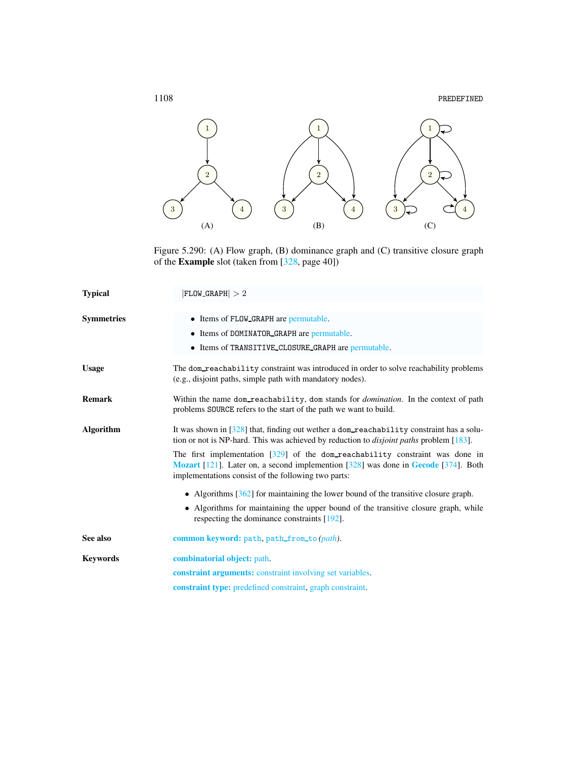Figure 5.290: (A) Flow graph, (B) dominance graph and (C) transitive closure graph of the **Example** slot (taken from [328, page 40])

**Typical**

$|\texttt{FLOW\_GRAPH}| > 2$

**Symmetries**

- Items of FLOW_GRAPH are permutable.
- Items of DOMINATOR_GRAPH are permutable.
- Items of TRANSITIVE_CLOSURE_GRAPH are permutable.

**Usage**

The dom_reachability constraint was introduced in order to solve reachability problems (e.g., disjoint paths, simple path with mandatory nodes).

**Remark**

Within the name dom_reachability, dom stands for *domination*. In the context of path problems SOURCE refers to the start of the path we want to build.

**Algorithm**

It was shown in [328] that, finding out wether a dom_reachability constraint has a solution or not is NP-hard. This was achieved by reduction to *disjoint paths* problem [183].

The first implementation [329] of the dom_reachability constraint was done in **Mozart** [121]. Later on, a second implemention [328] was done in **Gecode** [374]. Both implementations consist of the following two parts:

- Algorithms [362] for maintaining the lower bound of the transitive closure graph.
- Algorithms for maintaining the upper bound of the transitive closure graph, while respecting the dominance constraints [192].

**See also**

**common keyword:** path, path_from_to *(path)*.

**Keywords**

**combinatorial object:** path.

**constraint arguments:** constraint involving set variables.

**constraint type:** predefined constraint, graph constraint.